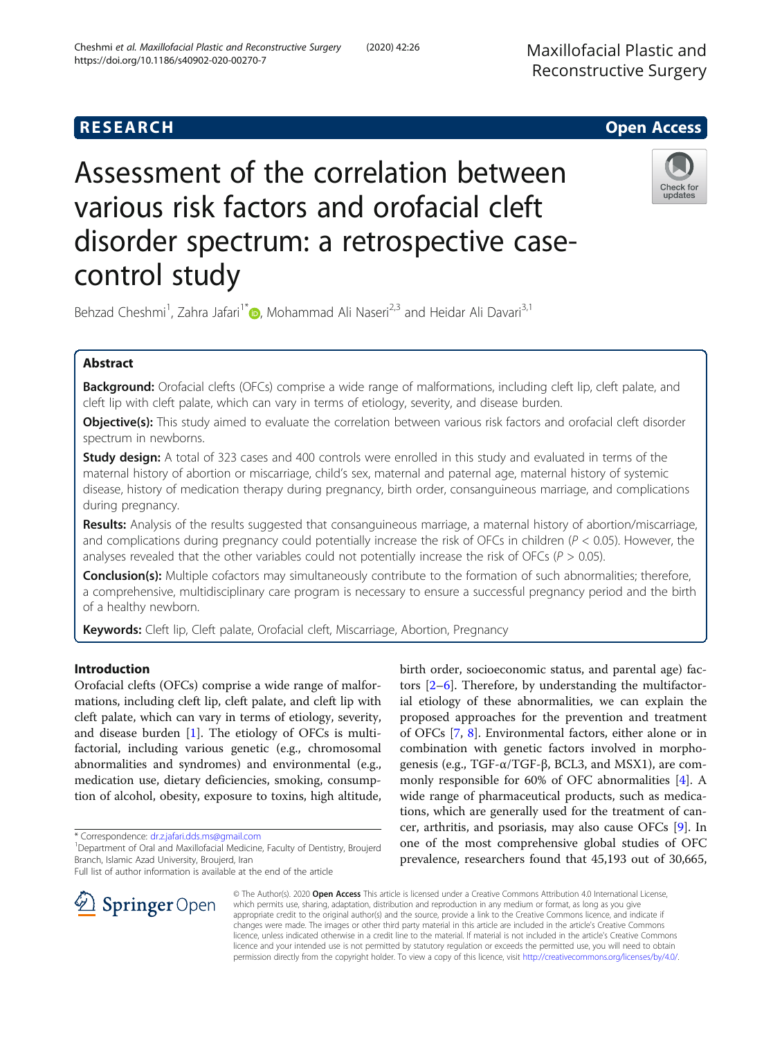RESEARCH Open Access

# Assessment of the correlation between various risk factors and orofacial cleft disorder spectrum: a retrospective case-control study

Behzad Cheshmi[1], Zahra Jafari[1*], Mohammad Ali Naseri[2,3] and Heidar Ali Davari[3,1]

## Abstract

**Background:** Orofacial clefts (OFCs) comprise a wide range of malformations, including cleft lip, cleft palate, and cleft lip with cleft palate, which can vary in terms of etiology, severity, and disease burden.

**Objective(s):** This study aimed to evaluate the correlation between various risk factors and orofacial cleft disorder spectrum in newborns.

**Study design:** A total of 323 cases and 400 controls were enrolled in this study and evaluated in terms of the maternal history of abortion or miscarriage, child's sex, maternal and paternal age, maternal history of systemic disease, history of medication therapy during pregnancy, birth order, consanguineous marriage, and complications during pregnancy.

**Results:** Analysis of the results suggested that consanguineous marriage, a maternal history of abortion/miscarriage, and complications during pregnancy could potentially increase the risk of OFCs in children ($P < 0.05$). However, the analyses revealed that the other variables could not potentially increase the risk of OFCs ($P > 0.05$).

**Conclusion(s):** Multiple cofactors may simultaneously contribute to the formation of such abnormalities; therefore, a comprehensive, multidisciplinary care program is necessary to ensure a successful pregnancy period and the birth of a healthy newborn.

**Keywords:** Cleft lip, Cleft palate, Orofacial cleft, Miscarriage, Abortion, Pregnancy

## Introduction

Orofacial clefts (OFCs) comprise a wide range of malformations, including cleft lip, cleft palate, and cleft lip with cleft palate, which can vary in terms of etiology, severity, and disease burden [1]. The etiology of OFCs is multifactorial, including various genetic (e.g., chromosomal abnormalities and syndromes) and environmental (e.g., medication use, dietary deficiencies, smoking, consumption of alcohol, obesity, exposure to toxins, high altitude, birth order, socioeconomic status, and parental age) factors [2–6]. Therefore, by understanding the multifactorial etiology of these abnormalities, we can explain the proposed approaches for the prevention and treatment of OFCs [7, 8]. Environmental factors, either alone or in combination with genetic factors involved in morphogenesis (e.g., TGF-α/TGF-β, BCL3, and MSX1), are commonly responsible for 60% of OFC abnormalities [4]. A wide range of pharmaceutical products, such as medications, which are generally used for the treatment of cancer, arthritis, and psoriasis, may also cause OFCs [9]. In one of the most comprehensive global studies of OFC prevalence, researchers found that 45,193 out of 30,665,

* Correspondence: dr.z.jafari.dds.ms@gmail.com
[1]Department of Oral and Maxillofacial Medicine, Faculty of Dentistry, Broujerd Branch, Islamic Azad University, Broujerd, Iran
Full list of author information is available at the end of the article

© The Author(s). 2020 **Open Access** This article is licensed under a Creative Commons Attribution 4.0 International License, which permits use, sharing, adaptation, distribution and reproduction in any medium or format, as long as you give appropriate credit to the original author(s) and the source, provide a link to the Creative Commons licence, and indicate if changes were made. The images or other third party material in this article are included in the article's Creative Commons licence, unless indicated otherwise in a credit line to the material. If material is not included in the article's Creative Commons licence and your intended use is not permitted by statutory regulation or exceeds the permitted use, you will need to obtain permission directly from the copyright holder. To view a copy of this licence, visit http://creativecommons.org/licenses/by/4.0/.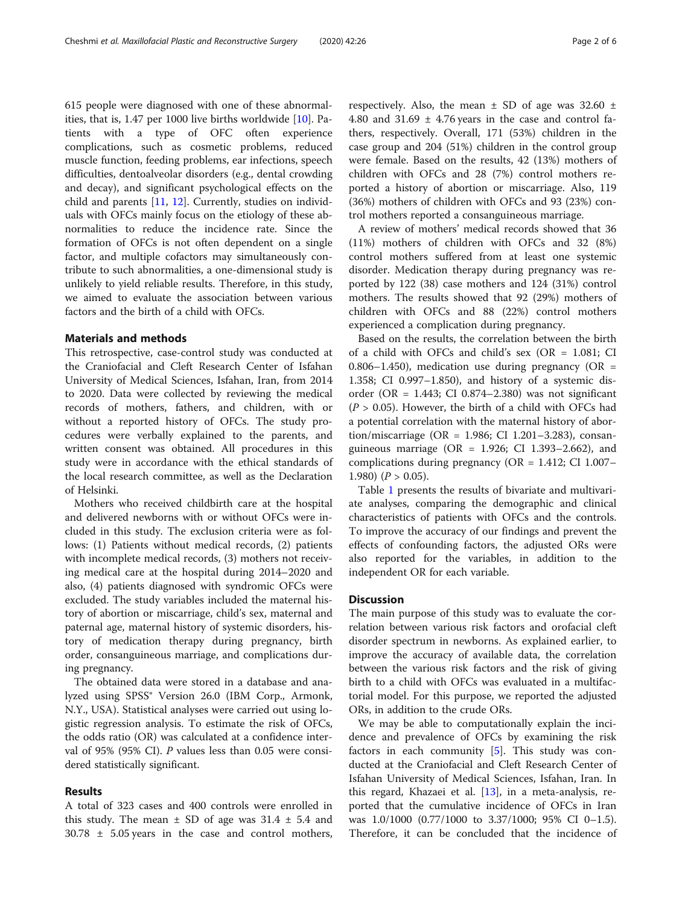615 people were diagnosed with one of these abnormalities, that is, 1.47 per 1000 live births worldwide [10]. Patients with a type of OFC often experience complications, such as cosmetic problems, reduced muscle function, feeding problems, ear infections, speech difficulties, dentoalveolar disorders (e.g., dental crowding and decay), and significant psychological effects on the child and parents [11, 12]. Currently, studies on individuals with OFCs mainly focus on the etiology of these abnormalities to reduce the incidence rate. Since the formation of OFCs is not often dependent on a single factor, and multiple cofactors may simultaneously contribute to such abnormalities, a one-dimensional study is unlikely to yield reliable results. Therefore, in this study, we aimed to evaluate the association between various factors and the birth of a child with OFCs.

## Materials and methods

This retrospective, case-control study was conducted at the Craniofacial and Cleft Research Center of Isfahan University of Medical Sciences, Isfahan, Iran, from 2014 to 2020. Data were collected by reviewing the medical records of mothers, fathers, and children, with or without a reported history of OFCs. The study procedures were verbally explained to the parents, and written consent was obtained. All procedures in this study were in accordance with the ethical standards of the local research committee, as well as the Declaration of Helsinki.

Mothers who received childbirth care at the hospital and delivered newborns with or without OFCs were included in this study. The exclusion criteria were as follows: (1) Patients without medical records, (2) patients with incomplete medical records, (3) mothers not receiving medical care at the hospital during 2014–2020 and also, (4) patients diagnosed with syndromic OFCs were excluded. The study variables included the maternal history of abortion or miscarriage, child's sex, maternal and paternal age, maternal history of systemic disorders, history of medication therapy during pregnancy, birth order, consanguineous marriage, and complications during pregnancy.

The obtained data were stored in a database and analyzed using SPSS® Version 26.0 (IBM Corp., Armonk, N.Y., USA). Statistical analyses were carried out using logistic regression analysis. To estimate the risk of OFCs, the odds ratio (OR) was calculated at a confidence interval of 95% (95% CI). *P* values less than 0.05 were considered statistically significant.

## Results

A total of 323 cases and 400 controls were enrolled in this study. The mean ± SD of age was 31.4 ± 5.4 and 30.78 ± 5.05 years in the case and control mothers, respectively. Also, the mean ± SD of age was 32.60 ± 4.80 and 31.69 ± 4.76 years in the case and control fathers, respectively. Overall, 171 (53%) children in the case group and 204 (51%) children in the control group were female. Based on the results, 42 (13%) mothers of children with OFCs and 28 (7%) control mothers reported a history of abortion or miscarriage. Also, 119 (36%) mothers of children with OFCs and 93 (23%) control mothers reported a consanguineous marriage.

A review of mothers' medical records showed that 36 (11%) mothers of children with OFCs and 32 (8%) control mothers suffered from at least one systemic disorder. Medication therapy during pregnancy was reported by 122 (38) case mothers and 124 (31%) control mothers. The results showed that 92 (29%) mothers of children with OFCs and 88 (22%) control mothers experienced a complication during pregnancy.

Based on the results, the correlation between the birth of a child with OFCs and child's sex (OR = 1.081; CI 0.806–1.450), medication use during pregnancy (OR = 1.358; CI 0.997–1.850), and history of a systemic disorder (OR = 1.443; CI 0.874–2.380) was not significant ($P > 0.05$). However, the birth of a child with OFCs had a potential correlation with the maternal history of abortion/miscarriage (OR = 1.986; CI 1.201–3.283), consanguineous marriage (OR = 1.926; CI 1.393–2.662), and complications during pregnancy (OR = 1.412; CI 1.007–1.980) ($P > 0.05$).

Table 1 presents the results of bivariate and multivariate analyses, comparing the demographic and clinical characteristics of patients with OFCs and the controls. To improve the accuracy of our findings and prevent the effects of confounding factors, the adjusted ORs were also reported for the variables, in addition to the independent OR for each variable.

## Discussion

The main purpose of this study was to evaluate the correlation between various risk factors and orofacial cleft disorder spectrum in newborns. As explained earlier, to improve the accuracy of available data, the correlation between the various risk factors and the risk of giving birth to a child with OFCs was evaluated in a multifactorial model. For this purpose, we reported the adjusted ORs, in addition to the crude ORs.

We may be able to computationally explain the incidence and prevalence of OFCs by examining the risk factors in each community [5]. This study was conducted at the Craniofacial and Cleft Research Center of Isfahan University of Medical Sciences, Isfahan, Iran. In this regard, Khazaei et al. [13], in a meta-analysis, reported that the cumulative incidence of OFCs in Iran was 1.0/1000 (0.77/1000 to 3.37/1000; 95% CI 0–1.5). Therefore, it can be concluded that the incidence of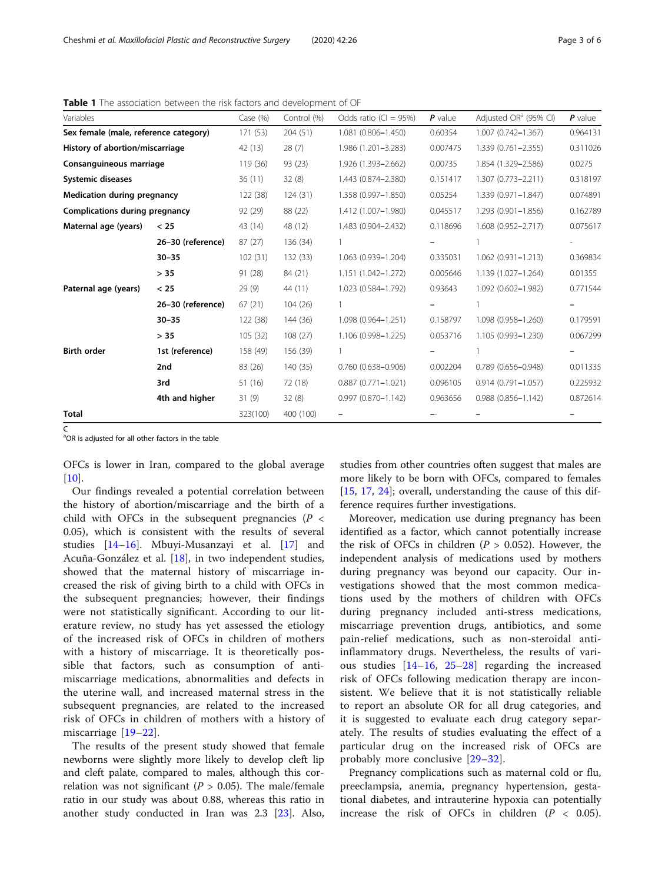**Table 1** The association between the risk factors and development of OF

| Variables | | Case (%) | Control (%) | Odds ratio (CI = 95%) | *P* value | Adjusted OR[a] (95% CI) | *P* value |
|---|---|---|---|---|---|---|---|
| **Sex female (male, reference category)** | | 171 (53) | 204 (51) | 1.081 (0.806–1.450) | 0.60354 | 1.007 (0.742–1.367) | 0.964131 |
| **History of abortion/miscarriage** | | 42 (13) | 28 (7) | 1.986 (1.201–3.283) | 0.007475 | 1.339 (0.761–2.355) | 0.311026 |
| **Consanguineous marriage** | | 119 (36) | 93 (23) | 1.926 (1.393–2.662) | 0.00735 | 1.854 (1.329–2.586) | 0.0275 |
| **Systemic diseases** | | 36 (11) | 32 (8) | 1.443 (0.874–2.380) | 0.151417 | 1.307 (0.773–2.211) | 0.318197 |
| **Medication during pregnancy** | | 122 (38) | 124 (31) | 1.358 (0.997–1.850) | 0.05254 | 1.339 (0.971–1.847) | 0.074891 |
| **Complications during pregnancy** | | 92 (29) | 88 (22) | 1.412 (1.007–1.980) | 0.045517 | 1.293 (0.901–1.856) | 0.162789 |
| **Maternal age (years)** | **< 25** | 43 (14) | 48 (12) | 1.483 (0.904–2.432) | 0.118696 | 1.608 (0.952–2.717) | 0.075617 |
| | **26–30 (reference)** | 87 (27) | 136 (34) | 1 | – | 1 | - |
| | **30–35** | 102 (31) | 132 (33) | 1.063 (0.939–1.204) | 0.335031 | 1.062 (0.931–1.213) | 0.369834 |
| | **> 35** | 91 (28) | 84 (21) | 1.151 (1.042–1.272) | 0.005646 | 1.139 (1.027–1.264) | 0.01355 |
| **Paternal age (years)** | **< 25** | 29 (9) | 44 (11) | 1.023 (0.584–1.792) | 0.93643 | 1.092 (0.602–1.982) | 0.771544 |
| | **26–30 (reference)** | 67 (21) | 104 (26) | 1 | – | 1 | – |
| | **30–35** | 122 (38) | 144 (36) | 1.098 (0.964–1.251) | 0.158797 | 1.098 (0.958–1.260) | 0.179591 |
| | **> 35** | 105 (32) | 108 (27) | 1.106 (0.998–1.225) | 0.053716 | 1.105 (0.993–1.230) | 0.067299 |
| **Birth order** | **1st (reference)** | 158 (49) | 156 (39) | 1 | – | 1 | – |
| | **2nd** | 83 (26) | 140 (35) | 0.760 (0.638–0.906) | 0.002204 | 0.789 (0.656–0.948) | 0.011335 |
| | **3rd** | 51 (16) | 72 (18) | 0.887 (0.771–1.021) | 0.096105 | 0.914 (0.791–1.057) | 0.225932 |
| | **4th and higher** | 31 (9) | 32 (8) | 0.997 (0.870–1.142) | 0.963656 | 0.988 (0.856–1.142) | 0.872614 |
| **Total** | | 323(100) | 400 (100) | – | – | – | – |

C
[a]OR is adjusted for all other factors in the table

OFCs is lower in Iran, compared to the global average [10].

Our findings revealed a potential correlation between the history of abortion/miscarriage and the birth of a child with OFCs in the subsequent pregnancies ($P < 0.05$), which is consistent with the results of several studies [14–16]. Mbuyi-Musanzayi et al. [17] and Acuña-González et al. [18], in two independent studies, showed that the maternal history of miscarriage increased the risk of giving birth to a child with OFCs in the subsequent pregnancies; however, their findings were not statistically significant. According to our literature review, no study has yet assessed the etiology of the increased risk of OFCs in children of mothers with a history of miscarriage. It is theoretically possible that factors, such as consumption of anti-miscarriage medications, abnormalities and defects in the uterine wall, and increased maternal stress in the subsequent pregnancies, are related to the increased risk of OFCs in children of mothers with a history of miscarriage [19–22].

The results of the present study showed that female newborns were slightly more likely to develop cleft lip and cleft palate, compared to males, although this correlation was not significant ($P > 0.05$). The male/female ratio in our study was about 0.88, whereas this ratio in another study conducted in Iran was 2.3 [23]. Also, studies from other countries often suggest that males are more likely to be born with OFCs, compared to females [15, 17, 24]; overall, understanding the cause of this difference requires further investigations.

Moreover, medication use during pregnancy has been identified as a factor, which cannot potentially increase the risk of OFCs in children ($P > 0.052$). However, the independent analysis of medications used by mothers during pregnancy was beyond our capacity. Our investigations showed that the most common medications used by the mothers of children with OFCs during pregnancy included anti-stress medications, miscarriage prevention drugs, antibiotics, and some pain-relief medications, such as non-steroidal anti-inflammatory drugs. Nevertheless, the results of various studies [14–16, 25–28] regarding the increased risk of OFCs following medication therapy are inconsistent. We believe that it is not statistically reliable to report an absolute OR for all drug categories, and it is suggested to evaluate each drug category separately. The results of studies evaluating the effect of a particular drug on the increased risk of OFCs are probably more conclusive [29–32].

Pregnancy complications such as maternal cold or flu, preeclampsia, anemia, pregnancy hypertension, gestational diabetes, and intrauterine hypoxia can potentially increase the risk of OFCs in children ($P < 0.05$).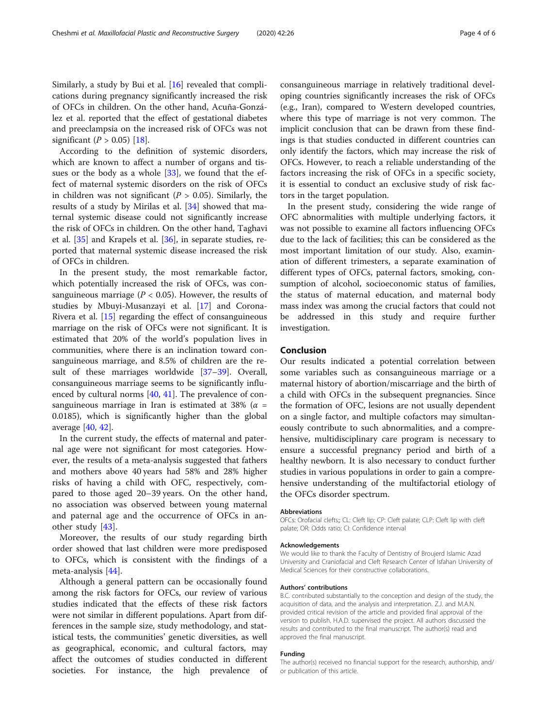Similarly, a study by Bui et al. [16] revealed that complications during pregnancy significantly increased the risk of OFCs in children. On the other hand, Acuña-González et al. reported that the effect of gestational diabetes and preeclampsia on the increased risk of OFCs was not significant ($P > 0.05$) [18].

According to the definition of systemic disorders, which are known to affect a number of organs and tissues or the body as a whole [33], we found that the effect of maternal systemic disorders on the risk of OFCs in children was not significant ($P > 0.05$). Similarly, the results of a study by Mirilas et al. [34] showed that maternal systemic disease could not significantly increase the risk of OFCs in children. On the other hand, Taghavi et al. [35] and Krapels et al. [36], in separate studies, reported that maternal systemic disease increased the risk of OFCs in children.

In the present study, the most remarkable factor, which potentially increased the risk of OFCs, was consanguineous marriage ($P < 0.05$). However, the results of studies by Mbuyi-Musanzayi et al. [17] and Corona-Rivera et al. [15] regarding the effect of consanguineous marriage on the risk of OFCs were not significant. It is estimated that 20% of the world's population lives in communities, where there is an inclination toward consanguineous marriage, and 8.5% of children are the result of these marriages worldwide [37–39]. Overall, consanguineous marriage seems to be significantly influenced by cultural norms [40, 41]. The prevalence of consanguineous marriage in Iran is estimated at 38% ($\alpha = 0.0185$), which is significantly higher than the global average [40, 42].

In the current study, the effects of maternal and paternal age were not significant for most categories. However, the results of a meta-analysis suggested that fathers and mothers above 40 years had 58% and 28% higher risks of having a child with OFC, respectively, compared to those aged 20–39 years. On the other hand, no association was observed between young maternal and paternal age and the occurrence of OFCs in another study [43].

Moreover, the results of our study regarding birth order showed that last children were more predisposed to OFCs, which is consistent with the findings of a meta-analysis [44].

Although a general pattern can be occasionally found among the risk factors for OFCs, our review of various studies indicated that the effects of these risk factors were not similar in different populations. Apart from differences in the sample size, study methodology, and statistical tests, the communities' genetic diversities, as well as geographical, economic, and cultural factors, may affect the outcomes of studies conducted in different societies. For instance, the high prevalence of consanguineous marriage in relatively traditional developing countries significantly increases the risk of OFCs (e.g., Iran), compared to Western developed countries, where this type of marriage is not very common. The implicit conclusion that can be drawn from these findings is that studies conducted in different countries can only identify the factors, which may increase the risk of OFCs. However, to reach a reliable understanding of the factors increasing the risk of OFCs in a specific society, it is essential to conduct an exclusive study of risk factors in the target population.

In the present study, considering the wide range of OFC abnormalities with multiple underlying factors, it was not possible to examine all factors influencing OFCs due to the lack of facilities; this can be considered as the most important limitation of our study. Also, examination of different trimesters, a separate examination of different types of OFCs, paternal factors, smoking, consumption of alcohol, socioeconomic status of families, the status of maternal education, and maternal body mass index was among the crucial factors that could not be addressed in this study and require further investigation.

## Conclusion

Our results indicated a potential correlation between some variables such as consanguineous marriage or a maternal history of abortion/miscarriage and the birth of a child with OFCs in the subsequent pregnancies. Since the formation of OFC, lesions are not usually dependent on a single factor, and multiple cofactors may simultaneously contribute to such abnormalities, and a comprehensive, multidisciplinary care program is necessary to ensure a successful pregnancy period and birth of a healthy newborn. It is also necessary to conduct further studies in various populations in order to gain a comprehensive understanding of the multifactorial etiology of the OFCs disorder spectrum.

### Abbreviations

OFCs: Orofacial clefts;; CL: Cleft lip; CP: Cleft palate; CLP: Cleft lip with cleft palate; OR: Odds ratio; CI: Confidence interval

### Acknowledgements

We would like to thank the Faculty of Dentistry of Broujerd Islamic Azad University and Craniofacial and Cleft Research Center of Isfahan University of Medical Sciences for their constructive collaborations.

### Authors' contributions

B.C. contributed substantially to the conception and design of the study, the acquisition of data, and the analysis and interpretation. Z.J. and M.A.N. provided critical revision of the article and provided final approval of the version to publish. H.A.D. supervised the project. All authors discussed the results and contributed to the final manuscript. The author(s) read and approved the final manuscript.

### Funding

The author(s) received no financial support for the research, authorship, and/or publication of this article.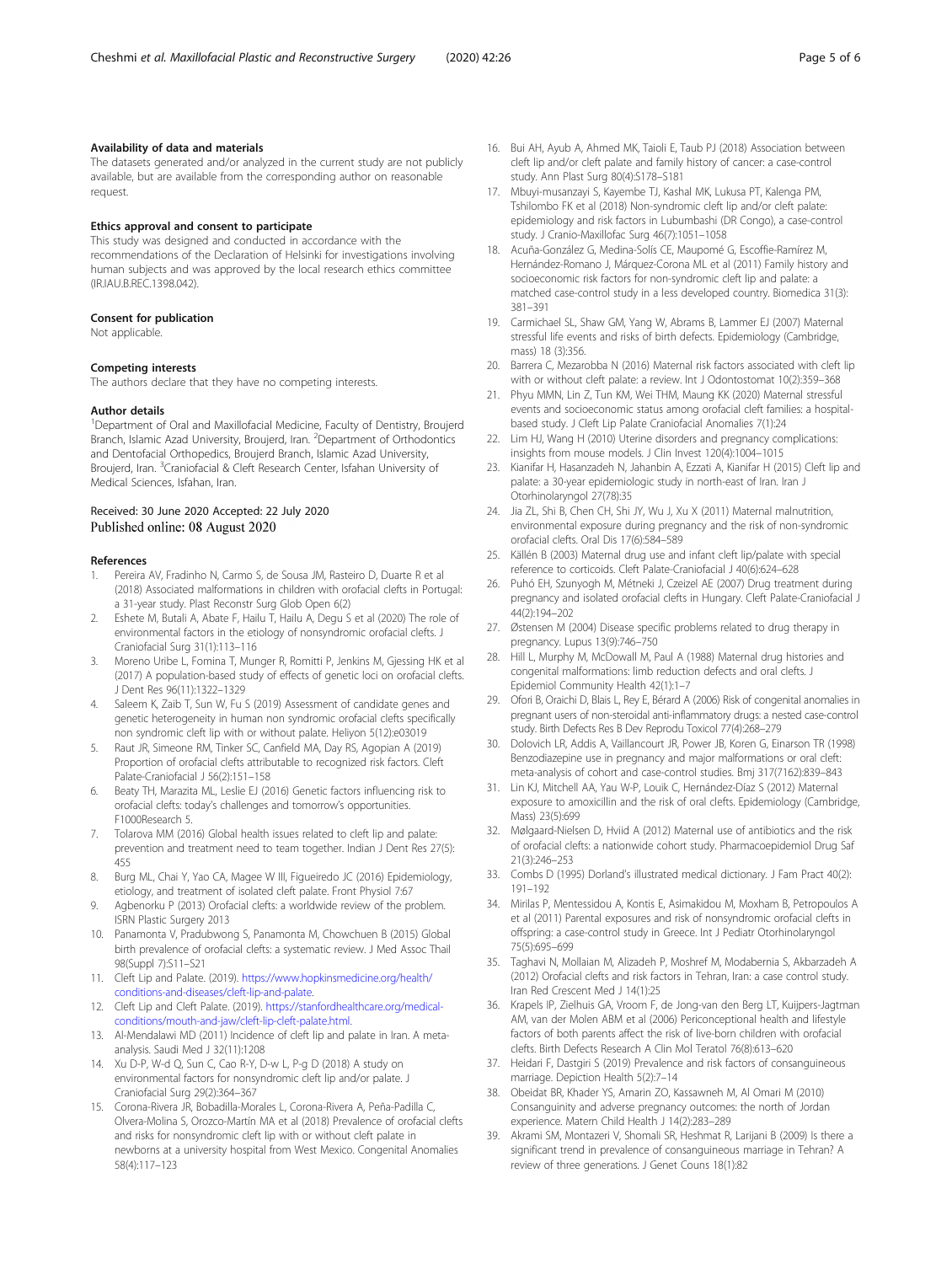### Availability of data and materials

The datasets generated and/or analyzed in the current study are not publicly available, but are available from the corresponding author on reasonable request.

### Ethics approval and consent to participate

This study was designed and conducted in accordance with the recommendations of the Declaration of Helsinki for investigations involving human subjects and was approved by the local research ethics committee (IR.IAU.B.REC.1398.042).

### Consent for publication

Not applicable.

### Competing interests

The authors declare that they have no competing interests.

### Author details

[1]Department of Oral and Maxillofacial Medicine, Faculty of Dentistry, Broujerd Branch, Islamic Azad University, Broujerd, Iran. [2]Department of Orthodontics and Dentofacial Orthopedics, Broujerd Branch, Islamic Azad University, Broujerd, Iran. [3]Craniofacial & Cleft Research Center, Isfahan University of Medical Sciences, Isfahan, Iran.

Received: 30 June 2020 Accepted: 22 July 2020
Published online: 08 August 2020

### References

1. Pereira AV, Fradinho N, Carmo S, de Sousa JM, Rasteiro D, Duarte R et al (2018) Associated malformations in children with orofacial clefts in Portugal: a 31-year study. Plast Reconstr Surg Glob Open 6(2)
2. Eshete M, Butali A, Abate F, Hailu T, Hailu A, Degu S et al (2020) The role of environmental factors in the etiology of nonsyndromic orofacial clefts. J Craniofacial Surg 31(1):113–116
3. Moreno Uribe L, Fomina T, Munger R, Romitti P, Jenkins M, Gjessing HK et al (2017) A population-based study of effects of genetic loci on orofacial clefts. J Dent Res 96(11):1322–1329
4. Saleem K, Zaib T, Sun W, Fu S (2019) Assessment of candidate genes and genetic heterogeneity in human non syndromic orofacial clefts specifically non syndromic cleft lip with or without palate. Heliyon 5(12):e03019
5. Raut JR, Simeone RM, Tinker SC, Canfield MA, Day RS, Agopian A (2019) Proportion of orofacial clefts attributable to recognized risk factors. Cleft Palate-Craniofacial J 56(2):151–158
6. Beaty TH, Marazita ML, Leslie EJ (2016) Genetic factors influencing risk to orofacial clefts: today's challenges and tomorrow's opportunities. F1000Research 5.
7. Tolarova MM (2016) Global health issues related to cleft lip and palate: prevention and treatment need to team together. Indian J Dent Res 27(5): 455
8. Burg ML, Chai Y, Yao CA, Magee W III, Figueiredo JC (2016) Epidemiology, etiology, and treatment of isolated cleft palate. Front Physiol 7:67
9. Agbenorku P (2013) Orofacial clefts: a worldwide review of the problem. ISRN Plastic Surgery 2013
10. Panamonta V, Pradubwong S, Panamonta M, Chowchuen B (2015) Global birth prevalence of orofacial clefts: a systematic review. J Med Assoc Thail 98(Suppl 7):S11–S21
11. Cleft Lip and Palate. (2019). https://www.hopkinsmedicine.org/health/conditions-and-diseases/cleft-lip-and-palate.
12. Cleft Lip and Cleft Palate. (2019). https://stanfordhealthcare.org/medical-conditions/mouth-and-jaw/cleft-lip-cleft-palate.html.
13. Al-Mendalawi MD (2011) Incidence of cleft lip and palate in Iran. A meta-analysis. Saudi Med J 32(11):1208
14. Xu D-P, W-d Q, Sun C, Cao R-Y, D-w L, P-g D (2018) A study on environmental factors for nonsyndromic cleft lip and/or palate. J Craniofacial Surg 29(2):364–367
15. Corona-Rivera JR, Bobadilla-Morales L, Corona-Rivera A, Peña-Padilla C, Olvera-Molina S, Orozco-Martín MA et al (2018) Prevalence of orofacial clefts and risks for nonsyndromic cleft lip with or without cleft palate in newborns at a university hospital from West Mexico. Congenital Anomalies 58(4):117–123
16. Bui AH, Ayub A, Ahmed MK, Taioli E, Taub PJ (2018) Association between cleft lip and/or cleft palate and family history of cancer: a case-control study. Ann Plast Surg 80(4):S178–S181
17. Mbuyi-musanzayi S, Kayembe TJ, Kashal MK, Lukusa PT, Kalenga PM, Tshilombo FK et al (2018) Non-syndromic cleft lip and/or cleft palate: epidemiology and risk factors in Lubumbashi (DR Congo), a case-control study. J Cranio-Maxillofac Surg 46(7):1051–1058
18. Acuña-González G, Medina-Solís CE, Maupomé G, Escoffie-Ramírez M, Hernández-Romano J, Márquez-Corona ML et al (2011) Family history and socioeconomic risk factors for non-syndromic cleft lip and palate: a matched case-control study in a less developed country. Biomedica 31(3): 381–391
19. Carmichael SL, Shaw GM, Yang W, Abrams B, Lammer EJ (2007) Maternal stressful life events and risks of birth defects. Epidemiology (Cambridge, mass) 18 (3):356.
20. Barrera C, Mezarobba N (2016) Maternal risk factors associated with cleft lip with or without cleft palate: a review. Int J Odontostomat 10(2):359–368
21. Phyu MMN, Lin Z, Tun KM, Wei THM, Maung KK (2020) Maternal stressful events and socioeconomic status among orofacial cleft families: a hospital-based study. J Cleft Lip Palate Craniofacial Anomalies 7(1):24
22. Lim HJ, Wang H (2010) Uterine disorders and pregnancy complications: insights from mouse models. J Clin Invest 120(4):1004–1015
23. Kianifar H, Hasanzadeh N, Jahanbin A, Ezzati A, Kianifar H (2015) Cleft lip and palate: a 30-year epidemiologic study in north-east of Iran. Iran J Otorhinolaryngol 27(78):35
24. Jia ZL, Shi B, Chen CH, Shi JY, Wu J, Xu X (2011) Maternal malnutrition, environmental exposure during pregnancy and the risk of non-syndromic orofacial clefts. Oral Dis 17(6):584–589
25. Källén B (2003) Maternal drug use and infant cleft lip/palate with special reference to corticoids. Cleft Palate-Craniofacial J 40(6):624–628
26. Puhó EH, Szunyogh M, Métneki J, Czeizel AE (2007) Drug treatment during pregnancy and isolated orofacial clefts in Hungary. Cleft Palate-Craniofacial J 44(2):194–202
27. Østensen M (2004) Disease specific problems related to drug therapy in pregnancy. Lupus 13(9):746–750
28. Hill L, Murphy M, McDowall M, Paul A (1988) Maternal drug histories and congenital malformations: limb reduction defects and oral clefts. J Epidemiol Community Health 42(1):1–7
29. Ofori B, Oraichi D, Blais L, Rey E, Bérard A (2006) Risk of congenital anomalies in pregnant users of non-steroidal anti-inflammatory drugs: a nested case-control study. Birth Defects Res B Dev Reprodu Toxicol 77(4):268–279
30. Dolovich LR, Addis A, Vaillancourt JR, Power JB, Koren G, Einarson TR (1998) Benzodiazepine use in pregnancy and major malformations or oral cleft: meta-analysis of cohort and case-control studies. Bmj 317(7162):839–843
31. Lin KJ, Mitchell AA, Yau W-P, Louik C, Hernández-Díaz S (2012) Maternal exposure to amoxicillin and the risk of oral clefts. Epidemiology (Cambridge, Mass) 23(5):699
32. Mølgaard-Nielsen D, Hviid A (2012) Maternal use of antibiotics and the risk of orofacial clefts: a nationwide cohort study. Pharmacoepidemiol Drug Saf 21(3):246–253
33. Combs D (1995) Dorland's illustrated medical dictionary. J Fam Pract 40(2): 191–192
34. Mirilas P, Mentessidou A, Kontis E, Asimakidou M, Moxham B, Petropoulos A et al (2011) Parental exposures and risk of nonsyndromic orofacial clefts in offspring: a case-control study in Greece. Int J Pediatr Otorhinolaryngol 75(5):695–699
35. Taghavi N, Mollaian M, Alizadeh P, Moshref M, Modabernia S, Akbarzadeh A (2012) Orofacial clefts and risk factors in Tehran, Iran: a case control study. Iran Red Crescent Med J 14(1):25
36. Krapels IP, Zielhuis GA, Vroom F, de Jong-van den Berg LT, Kuijpers-Jagtman AM, van der Molen ABM et al (2006) Periconceptional health and lifestyle factors of both parents affect the risk of live-born children with orofacial clefts. Birth Defects Research A Clin Mol Teratol 76(8):613–620
37. Heidari F, Dastgiri S (2019) Prevalence and risk factors of consanguineous marriage. Depiction Health 5(2):7–14
38. Obeidat BR, Khader YS, Amarin ZO, Kassawneh M, Al Omari M (2010) Consanguinity and adverse pregnancy outcomes: the north of Jordan experience. Matern Child Health J 14(2):283–289
39. Akrami SM, Montazeri V, Shomali SR, Heshmat R, Larijani B (2009) Is there a significant trend in prevalence of consanguineous marriage in Tehran? A review of three generations. J Genet Couns 18(1):82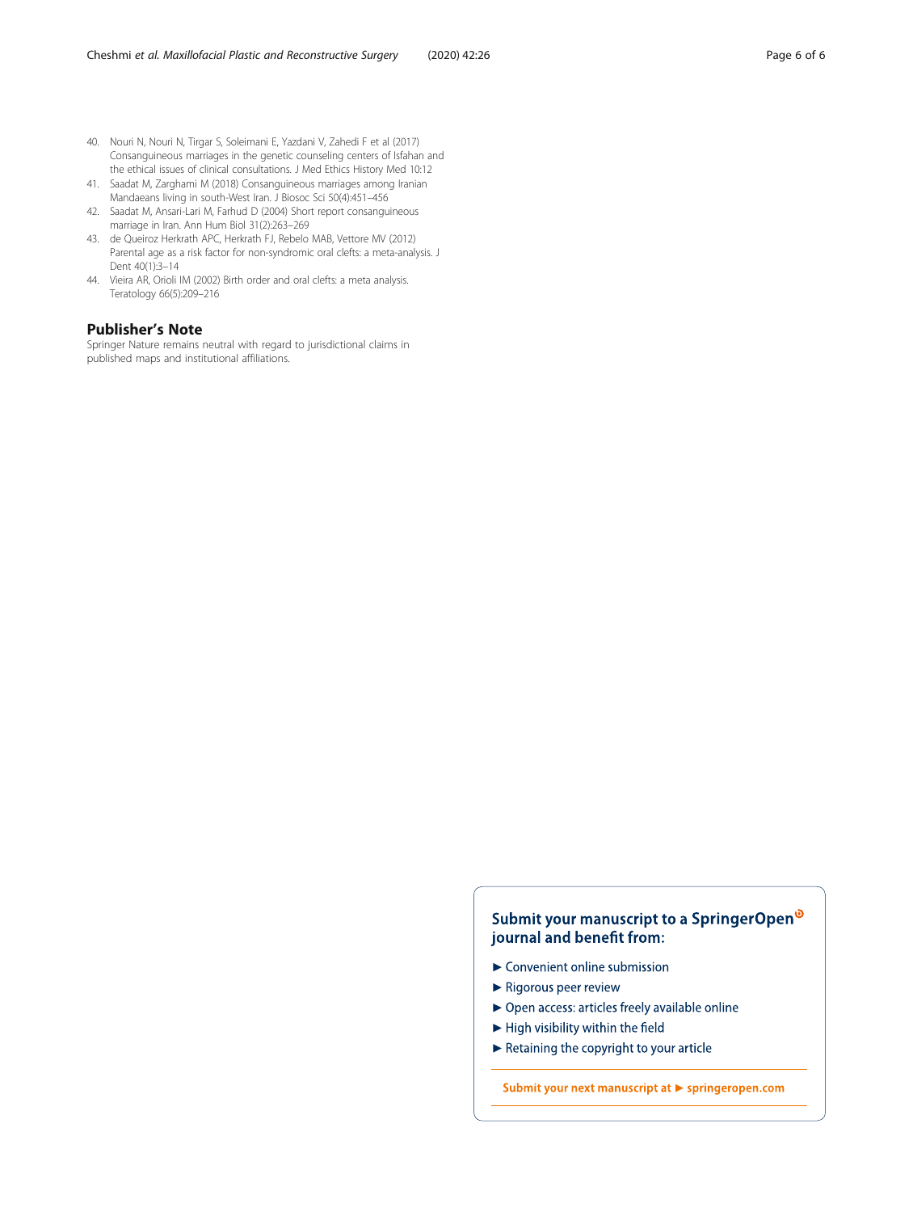40. Nouri N, Nouri N, Tirgar S, Soleimani E, Yazdani V, Zahedi F et al (2017) Consanguineous marriages in the genetic counseling centers of Isfahan and the ethical issues of clinical consultations. J Med Ethics History Med 10:12
41. Saadat M, Zarghami M (2018) Consanguineous marriages among Iranian Mandaeans living in south-West Iran. J Biosoc Sci 50(4):451–456
42. Saadat M, Ansari-Lari M, Farhud D (2004) Short report consanguineous marriage in Iran. Ann Hum Biol 31(2):263–269
43. de Queiroz Herkrath APC, Herkrath FJ, Rebelo MAB, Vettore MV (2012) Parental age as a risk factor for non-syndromic oral clefts: a meta-analysis. J Dent 40(1):3–14
44. Vieira AR, Orioli IM (2002) Birth order and oral clefts: a meta analysis. Teratology 66(5):209–216

## Publisher's Note

Springer Nature remains neutral with regard to jurisdictional claims in published maps and institutional affiliations.

**Submit your manuscript to a SpringerOpen journal and benefit from:**

- ► Convenient online submission
- ► Rigorous peer review
- ► Open access: articles freely available online
- ► High visibility within the field
- ► Retaining the copyright to your article

**Submit your next manuscript at ► springeropen.com**